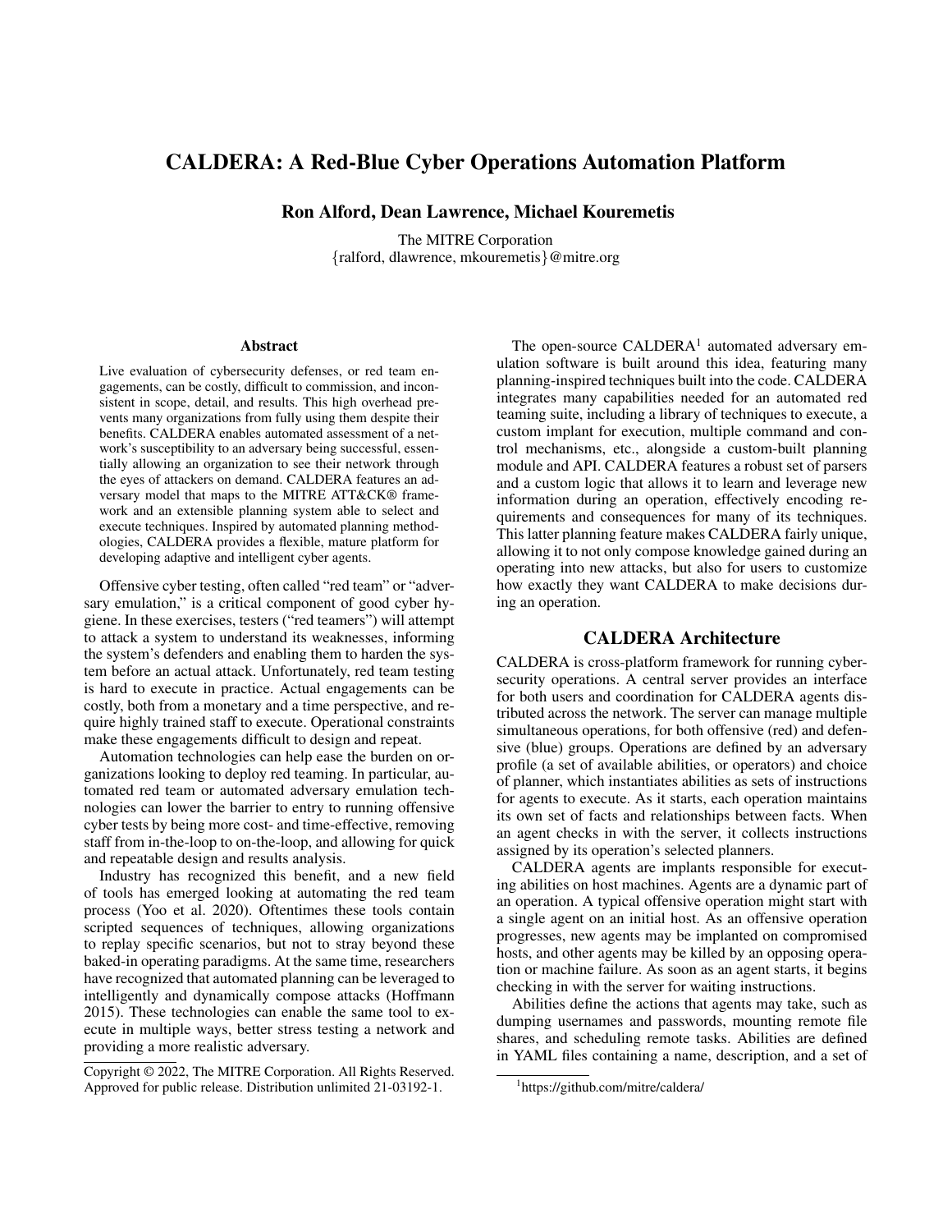# CALDERA: A Red-Blue Cyber Operations Automation Platform

**Ron Alford, Dean Lawrence, Michael Kouremetis**

The MITRE Corporation
{ralford, dlawrence, mkouremetis}@mitre.org

## Abstract

Live evaluation of cybersecurity defenses, or red team engagements, can be costly, difficult to commission, and inconsistent in scope, detail, and results. This high overhead prevents many organizations from fully using them despite their benefits. CALDERA enables automated assessment of a network's susceptibility to an adversary being successful, essentially allowing an organization to see their network through the eyes of attackers on demand. CALDERA features an adversary model that maps to the MITRE ATT&CK® framework and an extensible planning system able to select and execute techniques. Inspired by automated planning methodologies, CALDERA provides a flexible, mature platform for developing adaptive and intelligent cyber agents.

Offensive cyber testing, often called "red team" or "adversary emulation," is a critical component of good cyber hygiene. In these exercises, testers ("red teamers") will attempt to attack a system to understand its weaknesses, informing the system's defenders and enabling them to harden the system before an actual attack. Unfortunately, red team testing is hard to execute in practice. Actual engagements can be costly, both from a monetary and a time perspective, and require highly trained staff to execute. Operational constraints make these engagements difficult to design and repeat.

Automation technologies can help ease the burden on organizations looking to deploy red teaming. In particular, automated red team or automated adversary emulation technologies can lower the barrier to entry to running offensive cyber tests by being more cost- and time-effective, removing staff from in-the-loop to on-the-loop, and allowing for quick and repeatable design and results analysis.

Industry has recognized this benefit, and a new field of tools has emerged looking at automating the red team process (Yoo et al. 2020). Oftentimes these tools contain scripted sequences of techniques, allowing organizations to replay specific scenarios, but not to stray beyond these baked-in operating paradigms. At the same time, researchers have recognized that automated planning can be leveraged to intelligently and dynamically compose attacks (Hoffmann 2015). These technologies can enable the same tool to execute in multiple ways, better stress testing a network and providing a more realistic adversary.

Copyright © 2022, The MITRE Corporation. All Rights Reserved. Approved for public release. Distribution unlimited 21-03192-1.

The open-source CALDERA[1] automated adversary emulation software is built around this idea, featuring many planning-inspired techniques built into the code. CALDERA integrates many capabilities needed for an automated red teaming suite, including a library of techniques to execute, a custom implant for execution, multiple command and control mechanisms, etc., alongside a custom-built planning module and API. CALDERA features a robust set of parsers and a custom logic that allows it to learn and leverage new information during an operation, effectively encoding requirements and consequences for many of its techniques. This latter planning feature makes CALDERA fairly unique, allowing it to not only compose knowledge gained during an operating into new attacks, but also for users to customize how exactly they want CALDERA to make decisions during an operation.

## CALDERA Architecture

CALDERA is cross-platform framework for running cybersecurity operations. A central server provides an interface for both users and coordination for CALDERA agents distributed across the network. The server can manage multiple simultaneous operations, for both offensive (red) and defensive (blue) groups. Operations are defined by an adversary profile (a set of available abilities, or operators) and choice of planner, which instantiates abilities as sets of instructions for agents to execute. As it starts, each operation maintains its own set of facts and relationships between facts. When an agent checks in with the server, it collects instructions assigned by its operation's selected planners.

CALDERA agents are implants responsible for executing abilities on host machines. Agents are a dynamic part of an operation. A typical offensive operation might start with a single agent on an initial host. As an offensive operation progresses, new agents may be implanted on compromised hosts, and other agents may be killed by an opposing operation or machine failure. As soon as an agent starts, it begins checking in with the server for waiting instructions.

Abilities define the actions that agents may take, such as dumping usernames and passwords, mounting remote file shares, and scheduling remote tasks. Abilities are defined in YAML files containing a name, description, and a set of

[1] https://github.com/mitre/caldera/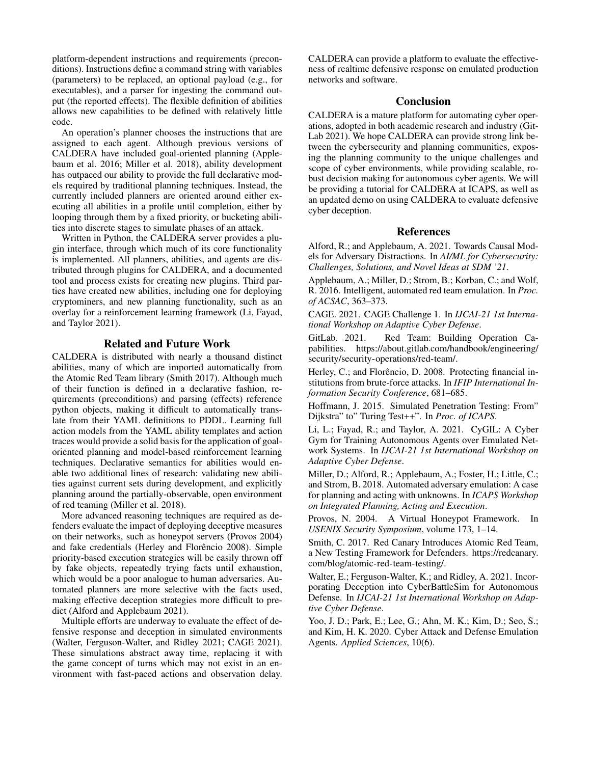platform-dependent instructions and requirements (preconditions). Instructions define a command string with variables (parameters) to be replaced, an optional payload (e.g., for executables), and a parser for ingesting the command output (the reported effects). The flexible definition of abilities allows new capabilities to be defined with relatively little code.

An operation's planner chooses the instructions that are assigned to each agent. Although previous versions of CALDERA have included goal-oriented planning (Applebaum et al. 2016; Miller et al. 2018), ability development has outpaced our ability to provide the full declarative models required by traditional planning techniques. Instead, the currently included planners are oriented around either executing all abilities in a profile until completion, either by looping through them by a fixed priority, or bucketing abilities into discrete stages to simulate phases of an attack.

Written in Python, the CALDERA server provides a plugin interface, through which much of its core functionality is implemented. All planners, abilities, and agents are distributed through plugins for CALDERA, and a documented tool and process exists for creating new plugins. Third parties have created new abilities, including one for deploying cryptominers, and new planning functionality, such as an overlay for a reinforcement learning framework (Li, Fayad, and Taylor 2021).

## Related and Future Work

CALDERA is distributed with nearly a thousand distinct abilities, many of which are imported automatically from the Atomic Red Team library (Smith 2017). Although much of their function is defined in a declarative fashion, requirements (preconditions) and parsing (effects) reference python objects, making it difficult to automatically translate from their YAML definitions to PDDL. Learning full action models from the YAML ability templates and action traces would provide a solid basis for the application of goal-oriented planning and model-based reinforcement learning techniques. Declarative semantics for abilities would enable two additional lines of research: validating new abilities against current sets during development, and explicitly planning around the partially-observable, open environment of red teaming (Miller et al. 2018).

More advanced reasoning techniques are required as defenders evaluate the impact of deploying deceptive measures on their networks, such as honeypot servers (Provos 2004) and fake credentials (Herley and Florêncio 2008). Simple priority-based execution strategies will be easily thrown off by fake objects, repeatedly trying facts until exhaustion, which would be a poor analogue to human adversaries. Automated planners are more selective with the facts used, making effective deception strategies more difficult to predict (Alford and Applebaum 2021).

Multiple efforts are underway to evaluate the effect of defensive response and deception in simulated environments (Walter, Ferguson-Walter, and Ridley 2021; CAGE 2021). These simulations abstract away time, replacing it with the game concept of turns which may not exist in an environment with fast-paced actions and observation delay. CALDERA can provide a platform to evaluate the effectiveness of realtime defensive response on emulated production networks and software.

## Conclusion

CALDERA is a mature platform for automating cyber operations, adopted in both academic research and industry (GitLab 2021). We hope CALDERA can provide strong link between the cybersecurity and planning communities, exposing the planning community to the unique challenges and scope of cyber environments, while providing scalable, robust decision making for autonomous cyber agents. We will be providing a tutorial for CALDERA at ICAPS, as well as an updated demo on using CALDERA to evaluate defensive cyber deception.

## References

Alford, R.; and Applebaum, A. 2021. Towards Causal Models for Adversary Distractions. In *AI/ML for Cybersecurity: Challenges, Solutions, and Novel Ideas at SDM '21*.

Applebaum, A.; Miller, D.; Strom, B.; Korban, C.; and Wolf, R. 2016. Intelligent, automated red team emulation. In *Proc. of ACSAC*, 363–373.

CAGE. 2021. CAGE Challenge 1. In *IJCAI-21 1st International Workshop on Adaptive Cyber Defense*.

GitLab. 2021. Red Team: Building Operation Capabilities. https://about.gitlab.com/handbook/engineering/security/security-operations/red-team/.

Herley, C.; and Florêncio, D. 2008. Protecting financial institutions from brute-force attacks. In *IFIP International Information Security Conference*, 681–685.

Hoffmann, J. 2015. Simulated Penetration Testing: From" Dijkstra" to" Turing Test++". In *Proc. of ICAPS*.

Li, L.; Fayad, R.; and Taylor, A. 2021. CyGIL: A Cyber Gym for Training Autonomous Agents over Emulated Network Systems. In *IJCAI-21 1st International Workshop on Adaptive Cyber Defense*.

Miller, D.; Alford, R.; Applebaum, A.; Foster, H.; Little, C.; and Strom, B. 2018. Automated adversary emulation: A case for planning and acting with unknowns. In *ICAPS Workshop on Integrated Planning, Acting and Execution*.

Provos, N. 2004. A Virtual Honeypot Framework. In *USENIX Security Symposium*, volume 173, 1–14.

Smith, C. 2017. Red Canary Introduces Atomic Red Team, a New Testing Framework for Defenders. https://redcanary.com/blog/atomic-red-team-testing/.

Walter, E.; Ferguson-Walter, K.; and Ridley, A. 2021. Incorporating Deception into CyberBattleSim for Autonomous Defense. In *IJCAI-21 1st International Workshop on Adaptive Cyber Defense*.

Yoo, J. D.; Park, E.; Lee, G.; Ahn, M. K.; Kim, D.; Seo, S.; and Kim, H. K. 2020. Cyber Attack and Defense Emulation Agents. *Applied Sciences*, 10(6).